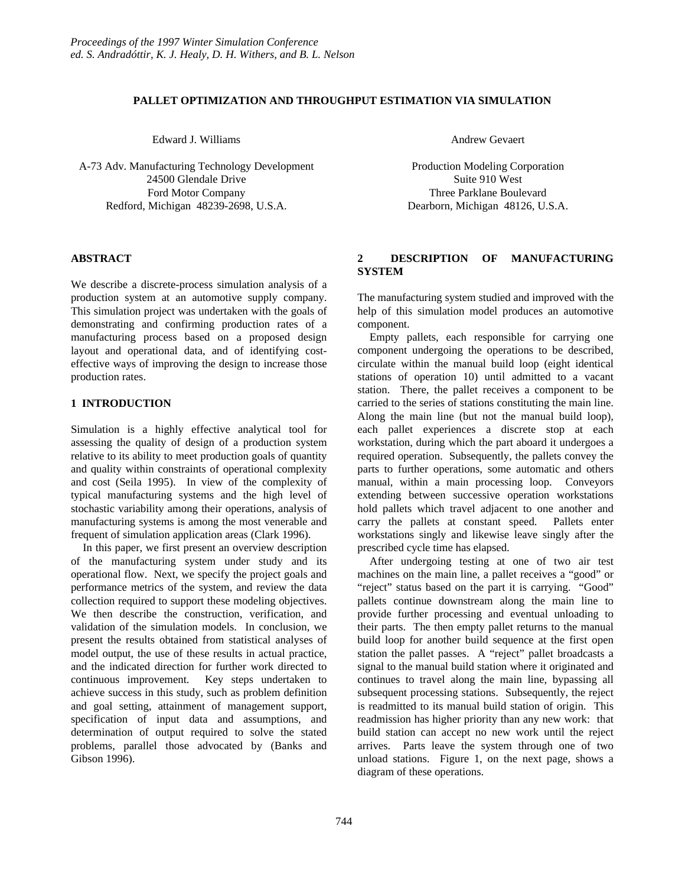# PALLET OPTIMIZATION AND THROUGHPUT ESTIMATION VIA SIMULATION

Edward J. Williams

A-73 Adv. Manufacturing Technology Development
24500 Glendale Drive
Ford Motor Company
Redford, Michigan 48239-2698, U.S.A.

Andrew Gevaert

Production Modeling Corporation
Suite 910 West
Three Parklane Boulevard
Dearborn, Michigan 48126, U.S.A.

## ABSTRACT

We describe a discrete-process simulation analysis of a production system at an automotive supply company. This simulation project was undertaken with the goals of demonstrating and confirming production rates of a manufacturing process based on a proposed design layout and operational data, and of identifying cost-effective ways of improving the design to increase those production rates.

## 1 INTRODUCTION

Simulation is a highly effective analytical tool for assessing the quality of design of a production system relative to its ability to meet production goals of quantity and quality within constraints of operational complexity and cost (Seila 1995). In view of the complexity of typical manufacturing systems and the high level of stochastic variability among their operations, analysis of manufacturing systems is among the most venerable and frequent of simulation application areas (Clark 1996).

In this paper, we first present an overview description of the manufacturing system under study and its operational flow. Next, we specify the project goals and performance metrics of the system, and review the data collection required to support these modeling objectives. We then describe the construction, verification, and validation of the simulation models. In conclusion, we present the results obtained from statistical analyses of model output, the use of these results in actual practice, and the indicated direction for further work directed to continuous improvement. Key steps undertaken to achieve success in this study, such as problem definition and goal setting, attainment of management support, specification of input data and assumptions, and determination of output required to solve the stated problems, parallel those advocated by (Banks and Gibson 1996).

## 2 DESCRIPTION OF MANUFACTURING SYSTEM

The manufacturing system studied and improved with the help of this simulation model produces an automotive component.

Empty pallets, each responsible for carrying one component undergoing the operations to be described, circulate within the manual build loop (eight identical stations of operation 10) until admitted to a vacant station. There, the pallet receives a component to be carried to the series of stations constituting the main line. Along the main line (but not the manual build loop), each pallet experiences a discrete stop at each workstation, during which the part aboard it undergoes a required operation. Subsequently, the pallets convey the parts to further operations, some automatic and others manual, within a main processing loop. Conveyors extending between successive operation workstations hold pallets which travel adjacent to one another and carry the pallets at constant speed. Pallets enter workstations singly and likewise leave singly after the prescribed cycle time has elapsed.

After undergoing testing at one of two air test machines on the main line, a pallet receives a "good" or "reject" status based on the part it is carrying. "Good" pallets continue downstream along the main line to provide further processing and eventual unloading to their parts. The then empty pallet returns to the manual build loop for another build sequence at the first open station the pallet passes. A "reject" pallet broadcasts a signal to the manual build station where it originated and continues to travel along the main line, bypassing all subsequent processing stations. Subsequently, the reject is readmitted to its manual build station of origin. This readmission has higher priority than any new work: that build station can accept no new work until the reject arrives. Parts leave the system through one of two unload stations. Figure 1, on the next page, shows a diagram of these operations.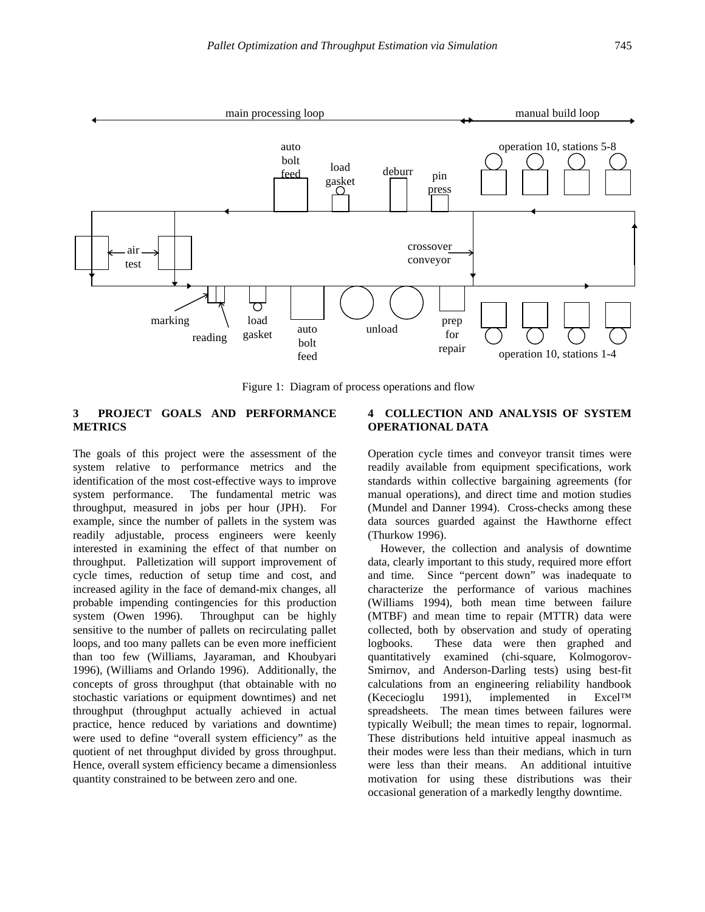Figure 1: Diagram of process operations and flow

## 3 PROJECT GOALS AND PERFORMANCE METRICS

The goals of this project were the assessment of the system relative to performance metrics and the identification of the most cost-effective ways to improve system performance. The fundamental metric was throughput, measured in jobs per hour (JPH). For example, since the number of pallets in the system was readily adjustable, process engineers were keenly interested in examining the effect of that number on throughput. Palletization will support improvement of cycle times, reduction of setup time and cost, and increased agility in the face of demand-mix changes, all probable impending contingencies for this production system (Owen 1996). Throughput can be highly sensitive to the number of pallets on recirculating pallet loops, and too many pallets can be even more inefficient than too few (Williams, Jayaraman, and Khoubyari 1996), (Williams and Orlando 1996). Additionally, the concepts of gross throughput (that obtainable with no stochastic variations or equipment downtimes) and net throughput (throughput actually achieved in actual practice, hence reduced by variations and downtime) were used to define "overall system efficiency" as the quotient of net throughput divided by gross throughput. Hence, overall system efficiency became a dimensionless quantity constrained to be between zero and one.

## 4 COLLECTION AND ANALYSIS OF SYSTEM OPERATIONAL DATA

Operation cycle times and conveyor transit times were readily available from equipment specifications, work standards within collective bargaining agreements (for manual operations), and direct time and motion studies (Mundel and Danner 1994). Cross-checks among these data sources guarded against the Hawthorne effect (Thurkow 1996).

However, the collection and analysis of downtime data, clearly important to this study, required more effort and time. Since "percent down" was inadequate to characterize the performance of various machines (Williams 1994), both mean time between failure (MTBF) and mean time to repair (MTTR) data were collected, both by observation and study of operating logbooks. These data were then graphed and quantitatively examined (chi-square, Kolmogorov-Smirnov, and Anderson-Darling tests) using best-fit calculations from an engineering reliability handbook (Kececioglu 1991), implemented in Excel™ spreadsheets. The mean times between failures were typically Weibull; the mean times to repair, lognormal. These distributions held intuitive appeal inasmuch as their modes were less than their medians, which in turn were less than their means. An additional intuitive motivation for using these distributions was their occasional generation of a markedly lengthy downtime.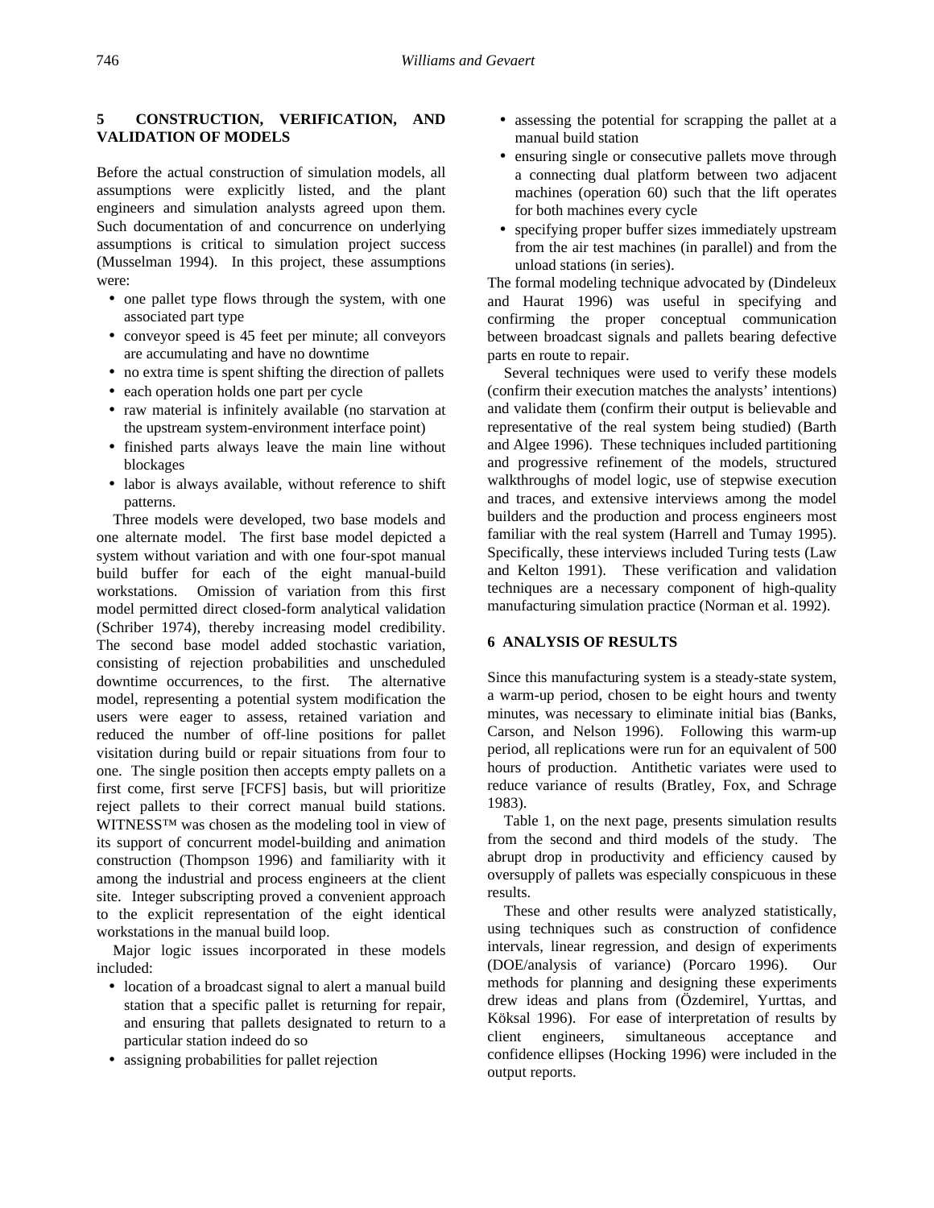## 5 CONSTRUCTION, VERIFICATION, AND VALIDATION OF MODELS

Before the actual construction of simulation models, all assumptions were explicitly listed, and the plant engineers and simulation analysts agreed upon them. Such documentation of and concurrence on underlying assumptions is critical to simulation project success (Musselman 1994). In this project, these assumptions were:

- one pallet type flows through the system, with one associated part type
- conveyor speed is 45 feet per minute; all conveyors are accumulating and have no downtime
- no extra time is spent shifting the direction of pallets
- each operation holds one part per cycle
- raw material is infinitely available (no starvation at the upstream system-environment interface point)
- finished parts always leave the main line without blockages
- labor is always available, without reference to shift patterns.

Three models were developed, two base models and one alternate model. The first base model depicted a system without variation and with one four-spot manual build buffer for each of the eight manual-build workstations. Omission of variation from this first model permitted direct closed-form analytical validation (Schriber 1974), thereby increasing model credibility. The second base model added stochastic variation, consisting of rejection probabilities and unscheduled downtime occurrences, to the first. The alternative model, representing a potential system modification the users were eager to assess, retained variation and reduced the number of off-line positions for pallet visitation during build or repair situations from four to one. The single position then accepts empty pallets on a first come, first serve [FCFS] basis, but will prioritize reject pallets to their correct manual build stations. WITNESS™ was chosen as the modeling tool in view of its support of concurrent model-building and animation construction (Thompson 1996) and familiarity with it among the industrial and process engineers at the client site. Integer subscripting proved a convenient approach to the explicit representation of the eight identical workstations in the manual build loop.

Major logic issues incorporated in these models included:

- location of a broadcast signal to alert a manual build station that a specific pallet is returning for repair, and ensuring that pallets designated to return to a particular station indeed do so
- assigning probabilities for pallet rejection
- assessing the potential for scrapping the pallet at a manual build station
- ensuring single or consecutive pallets move through a connecting dual platform between two adjacent machines (operation 60) such that the lift operates for both machines every cycle
- specifying proper buffer sizes immediately upstream from the air test machines (in parallel) and from the unload stations (in series).

The formal modeling technique advocated by (Dindeleux and Haurat 1996) was useful in specifying and confirming the proper conceptual communication between broadcast signals and pallets bearing defective parts en route to repair.

Several techniques were used to verify these models (confirm their execution matches the analysts' intentions) and validate them (confirm their output is believable and representative of the real system being studied) (Barth and Algee 1996). These techniques included partitioning and progressive refinement of the models, structured walkthroughs of model logic, use of stepwise execution and traces, and extensive interviews among the model builders and the production and process engineers most familiar with the real system (Harrell and Tumay 1995). Specifically, these interviews included Turing tests (Law and Kelton 1991). These verification and validation techniques are a necessary component of high-quality manufacturing simulation practice (Norman et al. 1992).

## 6 ANALYSIS OF RESULTS

Since this manufacturing system is a steady-state system, a warm-up period, chosen to be eight hours and twenty minutes, was necessary to eliminate initial bias (Banks, Carson, and Nelson 1996). Following this warm-up period, all replications were run for an equivalent of 500 hours of production. Antithetic variates were used to reduce variance of results (Bratley, Fox, and Schrage 1983).

Table 1, on the next page, presents simulation results from the second and third models of the study. The abrupt drop in productivity and efficiency caused by oversupply of pallets was especially conspicuous in these results.

These and other results were analyzed statistically, using techniques such as construction of confidence intervals, linear regression, and design of experiments (DOE/analysis of variance) (Porcaro 1996). Our methods for planning and designing these experiments drew ideas and plans from (Özdemirel, Yurttas, and Köksal 1996). For ease of interpretation of results by client engineers, simultaneous acceptance and confidence ellipses (Hocking 1996) were included in the output reports.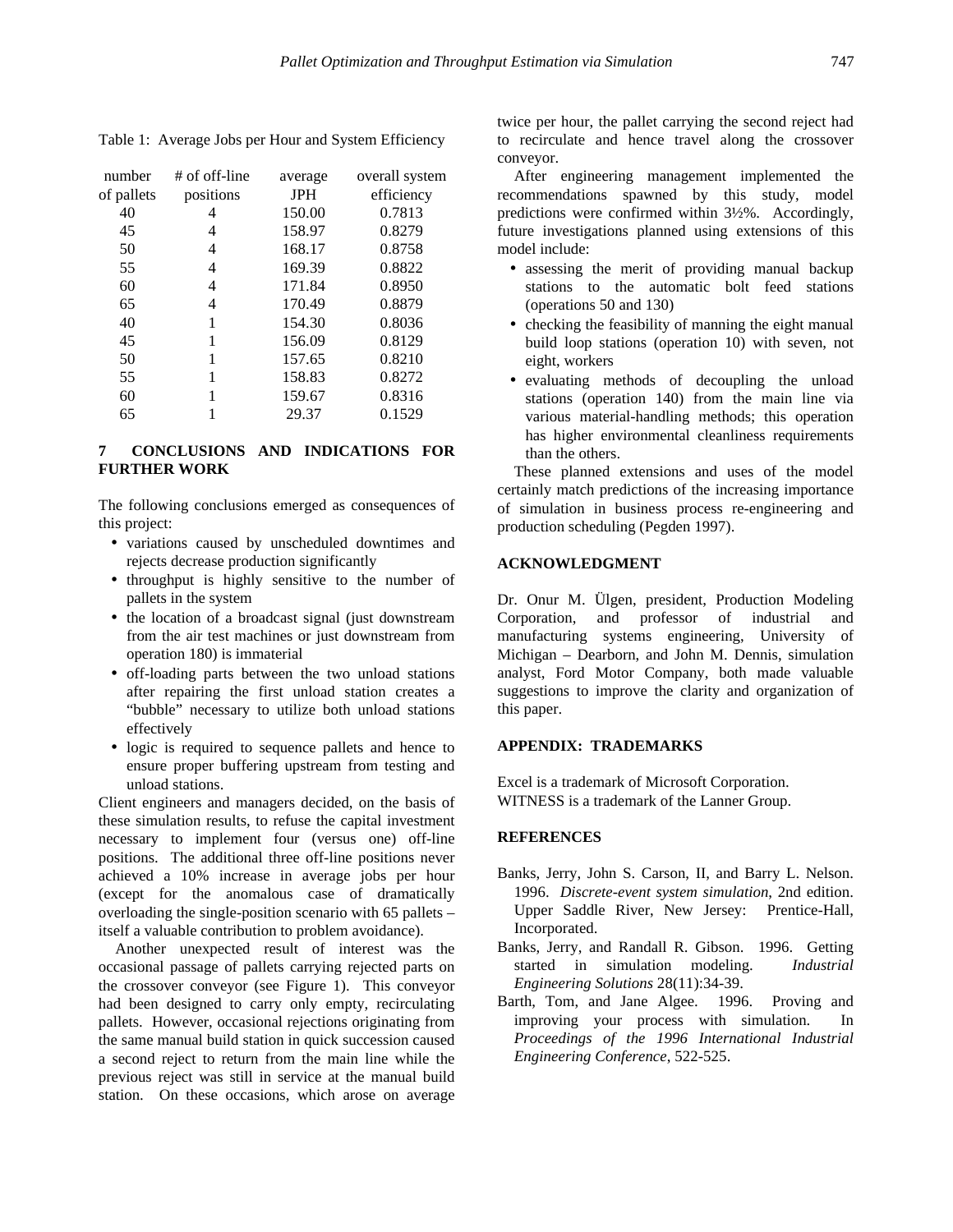Table 1: Average Jobs per Hour and System Efficiency

| number of pallets | # of off-line positions | average JPH | overall system efficiency |
|---|---|---|---|
| 40 | 4 | 150.00 | 0.7813 |
| 45 | 4 | 158.97 | 0.8279 |
| 50 | 4 | 168.17 | 0.8758 |
| 55 | 4 | 169.39 | 0.8822 |
| 60 | 4 | 171.84 | 0.8950 |
| 65 | 4 | 170.49 | 0.8879 |
| 40 | 1 | 154.30 | 0.8036 |
| 45 | 1 | 156.09 | 0.8129 |
| 50 | 1 | 157.65 | 0.8210 |
| 55 | 1 | 158.83 | 0.8272 |
| 60 | 1 | 159.67 | 0.8316 |
| 65 | 1 | 29.37 | 0.1529 |

## 7 CONCLUSIONS AND INDICATIONS FOR FURTHER WORK

The following conclusions emerged as consequences of this project:

- variations caused by unscheduled downtimes and rejects decrease production significantly
- throughput is highly sensitive to the number of pallets in the system
- the location of a broadcast signal (just downstream from the air test machines or just downstream from operation 180) is immaterial
- off-loading parts between the two unload stations after repairing the first unload station creates a "bubble" necessary to utilize both unload stations effectively
- logic is required to sequence pallets and hence to ensure proper buffering upstream from testing and unload stations.

Client engineers and managers decided, on the basis of these simulation results, to refuse the capital investment necessary to implement four (versus one) off-line positions. The additional three off-line positions never achieved a 10% increase in average jobs per hour (except for the anomalous case of dramatically overloading the single-position scenario with 65 pallets – itself a valuable contribution to problem avoidance).

Another unexpected result of interest was the occasional passage of pallets carrying rejected parts on the crossover conveyor (see Figure 1). This conveyor had been designed to carry only empty, recirculating pallets. However, occasional rejections originating from the same manual build station in quick succession caused a second reject to return from the main line while the previous reject was still in service at the manual build station. On these occasions, which arose on average twice per hour, the pallet carrying the second reject had to recirculate and hence travel along the crossover conveyor.

After engineering management implemented the recommendations spawned by this study, model predictions were confirmed within 3½%. Accordingly, future investigations planned using extensions of this model include:

- assessing the merit of providing manual backup stations to the automatic bolt feed stations (operations 50 and 130)
- checking the feasibility of manning the eight manual build loop stations (operation 10) with seven, not eight, workers
- evaluating methods of decoupling the unload stations (operation 140) from the main line via various material-handling methods; this operation has higher environmental cleanliness requirements than the others.

These planned extensions and uses of the model certainly match predictions of the increasing importance of simulation in business process re-engineering and production scheduling (Pegden 1997).

## ACKNOWLEDGMENT

Dr. Onur M. Ülgen, president, Production Modeling Corporation, and professor of industrial and manufacturing systems engineering, University of Michigan – Dearborn, and John M. Dennis, simulation analyst, Ford Motor Company, both made valuable suggestions to improve the clarity and organization of this paper.

## APPENDIX: TRADEMARKS

Excel is a trademark of Microsoft Corporation.
WITNESS is a trademark of the Lanner Group.

## REFERENCES

Banks, Jerry, John S. Carson, II, and Barry L. Nelson. 1996. *Discrete-event system simulation*, 2nd edition. Upper Saddle River, New Jersey: Prentice-Hall, Incorporated.

Banks, Jerry, and Randall R. Gibson. 1996. Getting started in simulation modeling. *Industrial Engineering Solutions* 28(11):34-39.

Barth, Tom, and Jane Algee. 1996. Proving and improving your process with simulation. In *Proceedings of the 1996 International Industrial Engineering Conference*, 522-525.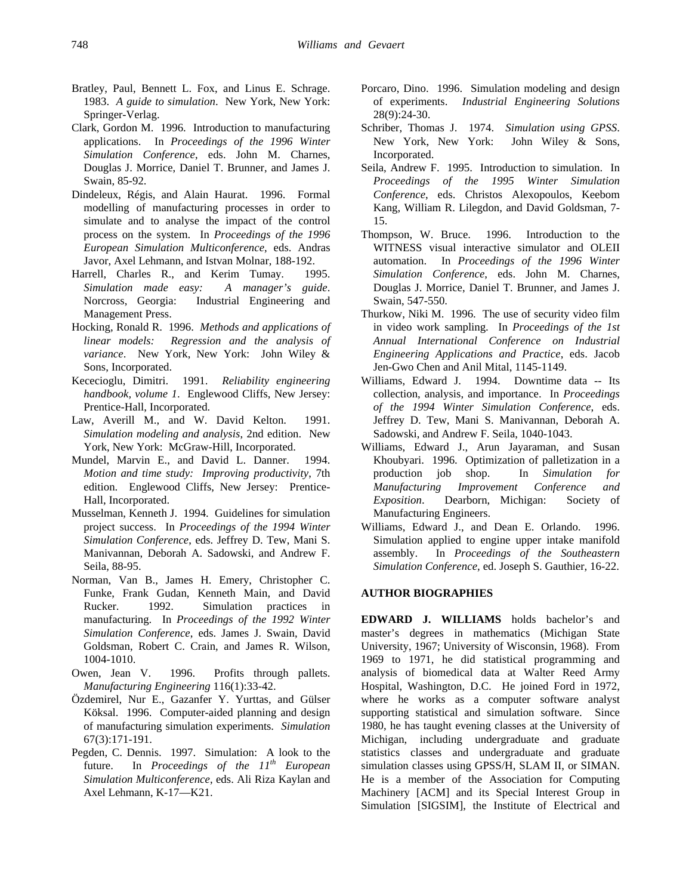Bratley, Paul, Bennett L. Fox, and Linus E. Schrage. 1983. *A guide to simulation*. New York, New York: Springer-Verlag.

Clark, Gordon M. 1996. Introduction to manufacturing applications. In *Proceedings of the 1996 Winter Simulation Conference*, eds. John M. Charnes, Douglas J. Morrice, Daniel T. Brunner, and James J. Swain, 85-92.

Dindeleux, Régis, and Alain Haurat. 1996. Formal modelling of manufacturing processes in order to simulate and to analyse the impact of the control process on the system. In *Proceedings of the 1996 European Simulation Multiconference*, eds. Andras Javor, Axel Lehmann, and Istvan Molnar, 188-192.

Harrell, Charles R., and Kerim Tumay. 1995. *Simulation made easy: A manager's guide*. Norcross, Georgia: Industrial Engineering and Management Press.

Hocking, Ronald R. 1996. *Methods and applications of linear models: Regression and the analysis of variance*. New York, New York: John Wiley & Sons, Incorporated.

Kececioglu, Dimitri. 1991. *Reliability engineering handbook, volume 1*. Englewood Cliffs, New Jersey: Prentice-Hall, Incorporated.

Law, Averill M., and W. David Kelton. 1991. *Simulation modeling and analysis*, 2nd edition. New York, New York: McGraw-Hill, Incorporated.

Mundel, Marvin E., and David L. Danner. 1994. *Motion and time study: Improving productivity*, 7th edition. Englewood Cliffs, New Jersey: Prentice-Hall, Incorporated.

Musselman, Kenneth J. 1994. Guidelines for simulation project success. In *Proceedings of the 1994 Winter Simulation Conference*, eds. Jeffrey D. Tew, Mani S. Manivannan, Deborah A. Sadowski, and Andrew F. Seila, 88-95.

Norman, Van B., James H. Emery, Christopher C. Funke, Frank Gudan, Kenneth Main, and David Rucker. 1992. Simulation practices in manufacturing. In *Proceedings of the 1992 Winter Simulation Conference*, eds. James J. Swain, David Goldsman, Robert C. Crain, and James R. Wilson, 1004-1010.

Owen, Jean V. 1996. Profits through pallets. *Manufacturing Engineering* 116(1):33-42.

Özdemirel, Nur E., Gazanfer Y. Yurttas, and Gülser Köksal. 1996. Computer-aided planning and design of manufacturing simulation experiments. *Simulation* 67(3):171-191.

Pegden, C. Dennis. 1997. Simulation: A look to the future. In *Proceedings of the 11th European Simulation Multiconference*, eds. Ali Riza Kaylan and Axel Lehmann, K-17—K21.

Porcaro, Dino. 1996. Simulation modeling and design of experiments. *Industrial Engineering Solutions* 28(9):24-30.

Schriber, Thomas J. 1974. *Simulation using GPSS*. New York, New York: John Wiley & Sons, Incorporated.

Seila, Andrew F. 1995. Introduction to simulation. In *Proceedings of the 1995 Winter Simulation Conference*, eds. Christos Alexopoulos, Keebom Kang, William R. Lilegdon, and David Goldsman, 7-15.

Thompson, W. Bruce. 1996. Introduction to the WITNESS visual interactive simulator and OLEII automation. In *Proceedings of the 1996 Winter Simulation Conference*, eds. John M. Charnes, Douglas J. Morrice, Daniel T. Brunner, and James J. Swain, 547-550.

Thurkow, Niki M. 1996. The use of security video film in video work sampling. In *Proceedings of the 1st Annual International Conference on Industrial Engineering Applications and Practice*, eds. Jacob Jen-Gwo Chen and Anil Mital, 1145-1149.

Williams, Edward J. 1994. Downtime data -- Its collection, analysis, and importance. In *Proceedings of the 1994 Winter Simulation Conference*, eds. Jeffrey D. Tew, Mani S. Manivannan, Deborah A. Sadowski, and Andrew F. Seila, 1040-1043.

Williams, Edward J., Arun Jayaraman, and Susan Khoubyari. 1996. Optimization of palletization in a production job shop. In *Simulation for Manufacturing Improvement Conference and Exposition*. Dearborn, Michigan: Society of Manufacturing Engineers.

Williams, Edward J., and Dean E. Orlando. 1996. Simulation applied to engine upper intake manifold assembly. In *Proceedings of the Southeastern Simulation Conference*, ed. Joseph S. Gauthier, 16-22.

## AUTHOR BIOGRAPHIES

**EDWARD J. WILLIAMS** holds bachelor's and master's degrees in mathematics (Michigan State University, 1967; University of Wisconsin, 1968). From 1969 to 1971, he did statistical programming and analysis of biomedical data at Walter Reed Army Hospital, Washington, D.C. He joined Ford in 1972, where he works as a computer software analyst supporting statistical and simulation software. Since 1980, he has taught evening classes at the University of Michigan, including undergraduate and graduate statistics classes and undergraduate and graduate simulation classes using GPSS/H, SLAM II, or SIMAN. He is a member of the Association for Computing Machinery [ACM] and its Special Interest Group in Simulation [SIGSIM], the Institute of Electrical and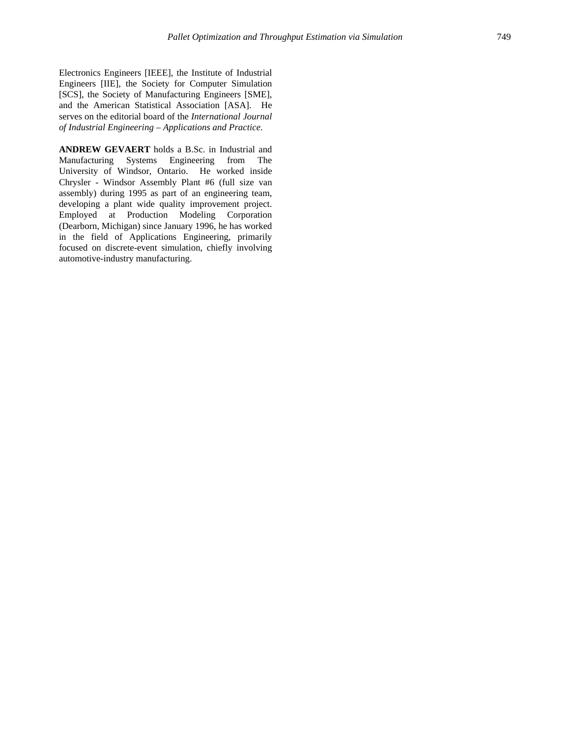Electronics Engineers [IEEE], the Institute of Industrial Engineers [IIE], the Society for Computer Simulation [SCS], the Society of Manufacturing Engineers [SME], and the American Statistical Association [ASA]. He serves on the editorial board of the *International Journal of Industrial Engineering – Applications and Practice*.

**ANDREW GEVAERT** holds a B.Sc. in Industrial and Manufacturing Systems Engineering from The University of Windsor, Ontario. He worked inside Chrysler - Windsor Assembly Plant #6 (full size van assembly) during 1995 as part of an engineering team, developing a plant wide quality improvement project. Employed at Production Modeling Corporation (Dearborn, Michigan) since January 1996, he has worked in the field of Applications Engineering, primarily focused on discrete-event simulation, chiefly involving automotive-industry manufacturing.